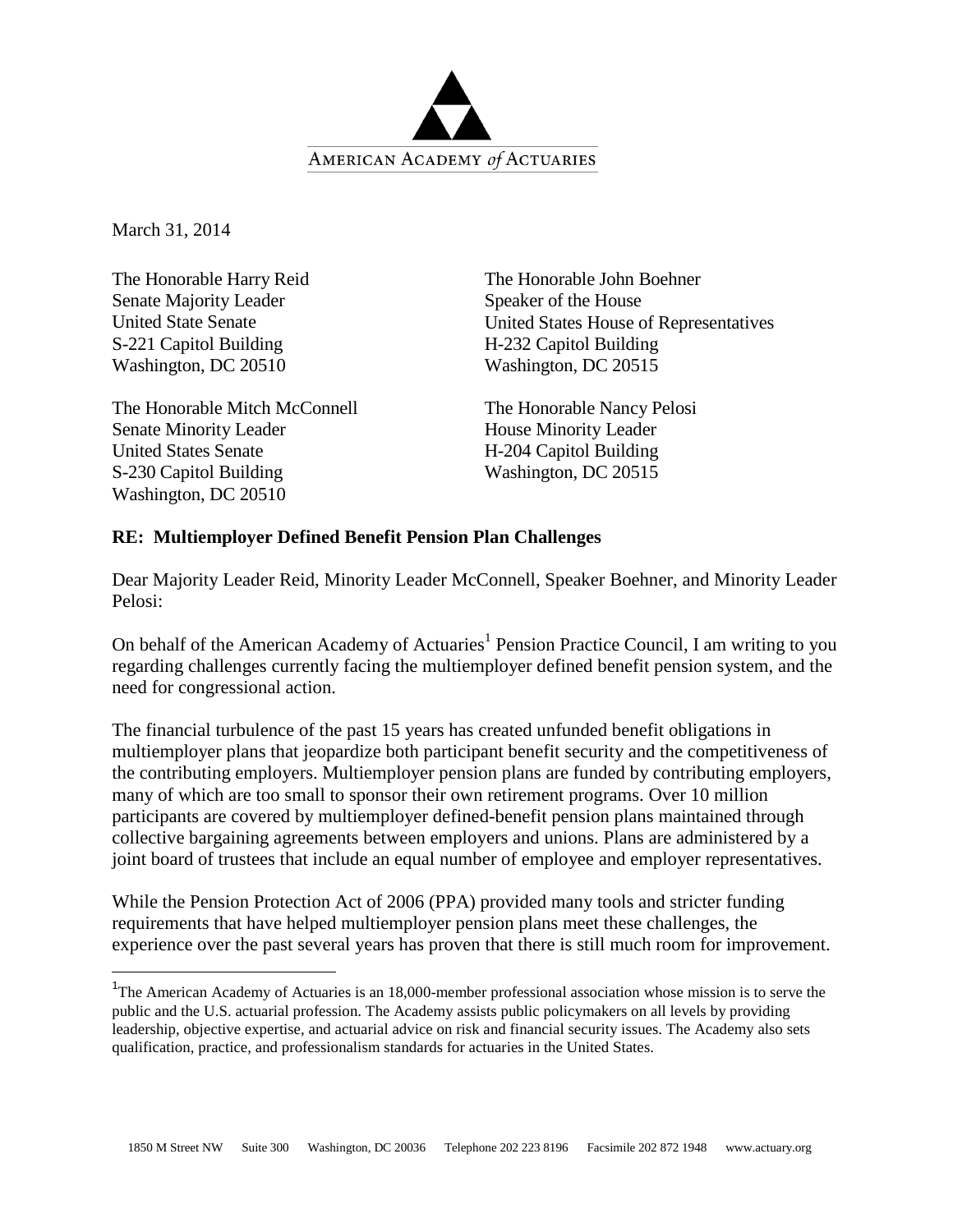AMERICAN ACADEMY *of* ACTUARIES

March 31, 2014

The Honorable Harry Reid
Senate Majority Leader
United State Senate
S-221 Capitol Building
Washington, DC 20510

The Honorable John Boehner
Speaker of the House
United States House of Representatives
H-232 Capitol Building
Washington, DC 20515

The Honorable Mitch McConnell
Senate Minority Leader
United States Senate
S-230 Capitol Building
Washington, DC 20510

The Honorable Nancy Pelosi
House Minority Leader
H-204 Capitol Building
Washington, DC 20515

**RE: Multiemployer Defined Benefit Pension Plan Challenges**

Dear Majority Leader Reid, Minority Leader McConnell, Speaker Boehner, and Minority Leader Pelosi:

On behalf of the American Academy of Actuaries[1] Pension Practice Council, I am writing to you regarding challenges currently facing the multiemployer defined benefit pension system, and the need for congressional action.

The financial turbulence of the past 15 years has created unfunded benefit obligations in multiemployer plans that jeopardize both participant benefit security and the competitiveness of the contributing employers. Multiemployer pension plans are funded by contributing employers, many of which are too small to sponsor their own retirement programs. Over 10 million participants are covered by multiemployer defined-benefit pension plans maintained through collective bargaining agreements between employers and unions. Plans are administered by a joint board of trustees that include an equal number of employee and employer representatives.

While the Pension Protection Act of 2006 (PPA) provided many tools and stricter funding requirements that have helped multiemployer pension plans meet these challenges, the experience over the past several years has proven that there is still much room for improvement.

[1] The American Academy of Actuaries is an 18,000-member professional association whose mission is to serve the public and the U.S. actuarial profession. The Academy assists public policymakers on all levels by providing leadership, objective expertise, and actuarial advice on risk and financial security issues. The Academy also sets qualification, practice, and professionalism standards for actuaries in the United States.

1850 M Street NW Suite 300 Washington, DC 20036 Telephone 202 223 8196 Facsimile 202 872 1948 www.actuary.org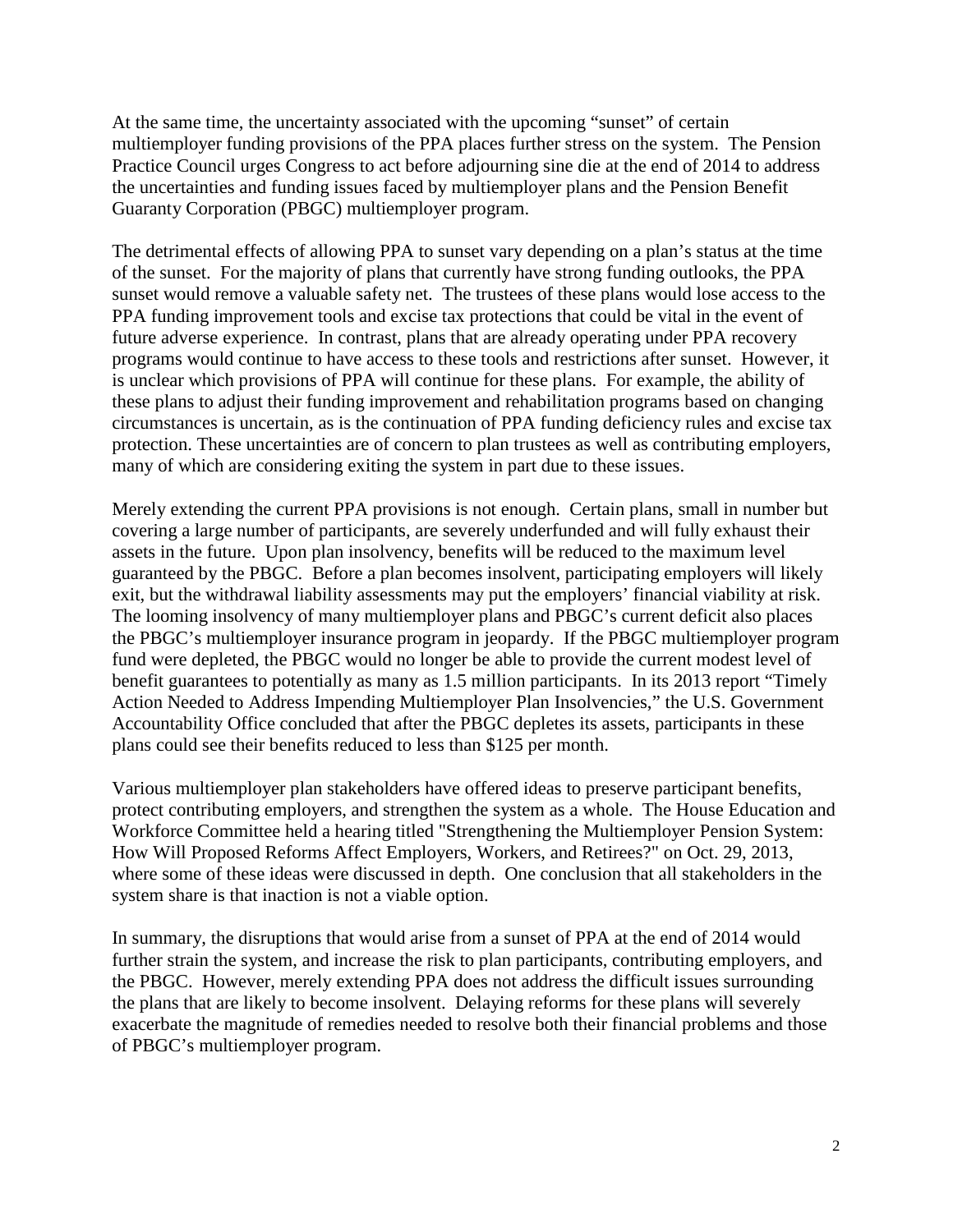At the same time, the uncertainty associated with the upcoming "sunset" of certain multiemployer funding provisions of the PPA places further stress on the system. The Pension Practice Council urges Congress to act before adjourning sine die at the end of 2014 to address the uncertainties and funding issues faced by multiemployer plans and the Pension Benefit Guaranty Corporation (PBGC) multiemployer program.

The detrimental effects of allowing PPA to sunset vary depending on a plan's status at the time of the sunset. For the majority of plans that currently have strong funding outlooks, the PPA sunset would remove a valuable safety net. The trustees of these plans would lose access to the PPA funding improvement tools and excise tax protections that could be vital in the event of future adverse experience. In contrast, plans that are already operating under PPA recovery programs would continue to have access to these tools and restrictions after sunset. However, it is unclear which provisions of PPA will continue for these plans. For example, the ability of these plans to adjust their funding improvement and rehabilitation programs based on changing circumstances is uncertain, as is the continuation of PPA funding deficiency rules and excise tax protection. These uncertainties are of concern to plan trustees as well as contributing employers, many of which are considering exiting the system in part due to these issues.

Merely extending the current PPA provisions is not enough. Certain plans, small in number but covering a large number of participants, are severely underfunded and will fully exhaust their assets in the future. Upon plan insolvency, benefits will be reduced to the maximum level guaranteed by the PBGC. Before a plan becomes insolvent, participating employers will likely exit, but the withdrawal liability assessments may put the employers' financial viability at risk. The looming insolvency of many multiemployer plans and PBGC's current deficit also places the PBGC's multiemployer insurance program in jeopardy. If the PBGC multiemployer program fund were depleted, the PBGC would no longer be able to provide the current modest level of benefit guarantees to potentially as many as 1.5 million participants. In its 2013 report "Timely Action Needed to Address Impending Multiemployer Plan Insolvencies," the U.S. Government Accountability Office concluded that after the PBGC depletes its assets, participants in these plans could see their benefits reduced to less than $125 per month.

Various multiemployer plan stakeholders have offered ideas to preserve participant benefits, protect contributing employers, and strengthen the system as a whole. The House Education and Workforce Committee held a hearing titled "Strengthening the Multiemployer Pension System: How Will Proposed Reforms Affect Employers, Workers, and Retirees?" on Oct. 29, 2013, where some of these ideas were discussed in depth. One conclusion that all stakeholders in the system share is that inaction is not a viable option.

In summary, the disruptions that would arise from a sunset of PPA at the end of 2014 would further strain the system, and increase the risk to plan participants, contributing employers, and the PBGC. However, merely extending PPA does not address the difficult issues surrounding the plans that are likely to become insolvent. Delaying reforms for these plans will severely exacerbate the magnitude of remedies needed to resolve both their financial problems and those of PBGC's multiemployer program.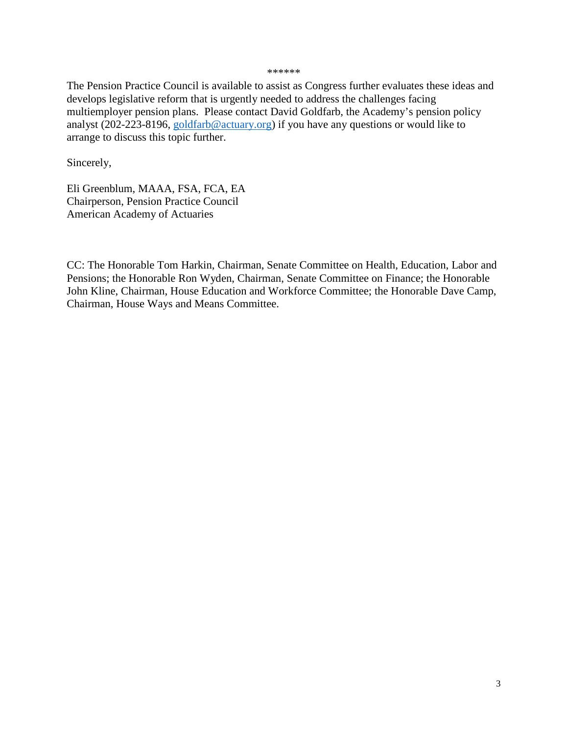******

The Pension Practice Council is available to assist as Congress further evaluates these ideas and develops legislative reform that is urgently needed to address the challenges facing multiemployer pension plans. Please contact David Goldfarb, the Academy's pension policy analyst (202-223-8196, goldfarb@actuary.org) if you have any questions or would like to arrange to discuss this topic further.

Sincerely,

Eli Greenblum, MAAA, FSA, FCA, EA
Chairperson, Pension Practice Council
American Academy of Actuaries

CC: The Honorable Tom Harkin, Chairman, Senate Committee on Health, Education, Labor and Pensions; the Honorable Ron Wyden, Chairman, Senate Committee on Finance; the Honorable John Kline, Chairman, House Education and Workforce Committee; the Honorable Dave Camp, Chairman, House Ways and Means Committee.